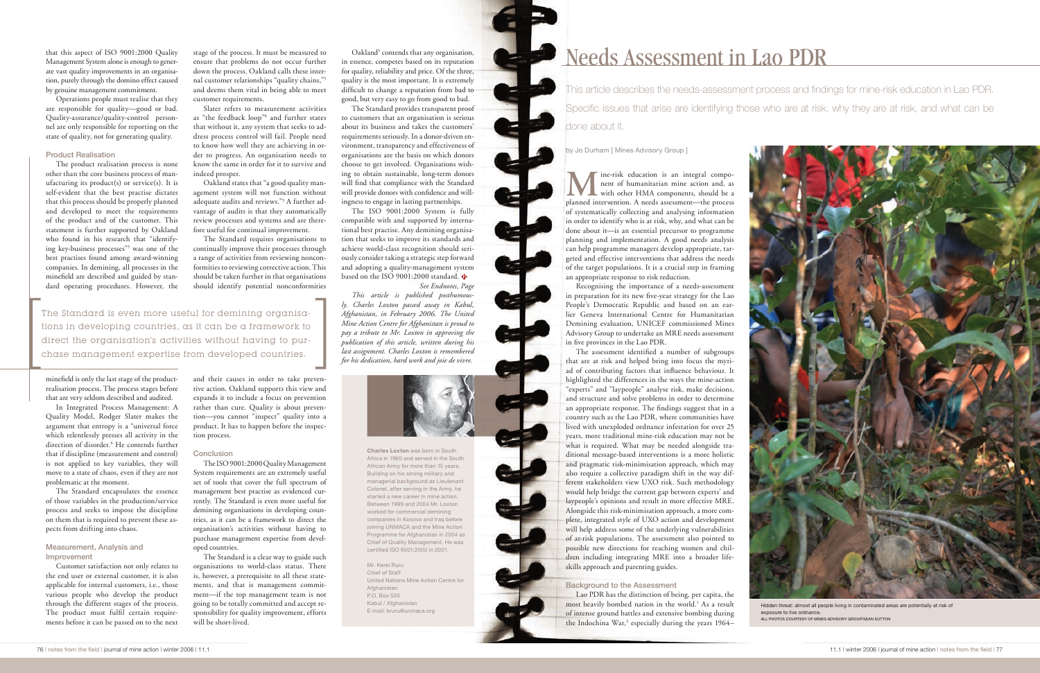that this aspect of ISO 9001:2000 Quality Management System alone is enough to generate vast quality improvements in an organisation, purely through the domino effect caused by genuine management commitment.

Operations people must realise that they are responsible for quality—good or bad. Quality-assurance/quality-control personnel are only responsible for reporting on the state of quality, not for generating quality.

### Product Realisation

The product realisation process is none other than the core business process of manufacturing its product(s) or service(s). It is self-evident that the best practise dictates that this process should be properly planned and developed to meet the requirements of the product and of the customer. This statement is further supported by Oakland who found in his research that "identifying key-business processes"[5] was one of the best practises found among award-winning companies. In demining, all processes in the minefield are described and guided by standard operating procedures. However, the minefield is only the last stage of the product-realisation process. The process stages before that are very seldom described and audited.

In Integrated Process Management: A Quality Model, Rodger Slater makes the argument that entropy is a "universal force which relentlessly presses all activity in the direction of disorder."[6] He contends further that if discipline (measurement and control) is not applied to key variables, they will move to a state of chaos, even if they are not problematic at the moment.

The Standard encapsulates the essence of those variables in the production/service process and seeks to impose the discipline on them that is required to prevent these aspects from drifting into chaos.

### Measurement, Analysis and Improvement

Customer satisfaction not only relates to the end user or external customer, it is also applicable for internal customers, i.e., those various people who develop the product through the different stages of the process. The product must fulfil certain requirements before it can be passed on to the next stage of the process. It must be measured to ensure that problems do not occur further down the process. Oakland calls these internal customer relationships "quality chains,"[5] and deems them vital in being able to meet customer requirements.

Slater refers to measurement activities as "the feedback loop"[6] and further states that without it, any system that seeks to address process control will fail. People need to know how well they are achieving in order to progress. An organisation needs to know the same in order for it to survive and indeed prosper.

Oakland states that "a good quality management system will not function without adequate audits and reviews."[5] A further advantage of audits is that they automatically review processes and systems and are therefore useful for continual improvement.

The Standard requires organisations to continually improve their processes through a range of activities from reviewing nonconformities to reviewing corrective action. This should be taken further in that organisations should identify potential nonconformities and their causes in order to take preventive action. Oakland supports this view and expands it to include a focus on prevention rather than cure. Quality is about prevention—you cannot "inspect" quality into a product. It has to happen before the inspection process.

> The Standard is even more useful for demining organisations in developing countries, as it can be a framework to direct the organisation's activities without having to purchase management expertise from developed countries.

### Conclusion

The ISO 9001:2000 Quality Management System requirements are an extremely useful set of tools that cover the full spectrum of management best practise as evidenced currently. The Standard is even more useful for demining organisations in developing countries, as it can be a framework to direct the organisation's activities without having to purchase management expertise from developed countries.

The Standard is a clear way to guide such organisations to world-class status. There is, however, a prerequisite to all these statements, and that is management commitment—if the top management team is not going to be totally committed and accept responsibility for quality improvement, efforts will be short-lived.

Oakland[5] contends that any organisation, in essence, competes based on its reputation for quality, reliability and price. Of the three, quality is the most important. It is extremely difficult to change a reputation from bad to good, but very easy to go from good to bad.

The Standard provides transparent proof to customers that an organisation is serious about its business and takes the customers' requirements seriously. In a donor-driven environment, transparency and effectiveness of organisations are the basis on which donors choose to get involved. Organisations wishing to obtain sustainable, long-term donors will find that compliance with the Standard will provide donors with confidence and willingness to engage in lasting partnerships.

The ISO 9001:2000 System is fully compatible with and supported by international best practise. Any demining organisation that seeks to improve its standards and achieve world-class recognition should seriously consider taking a strategic step forward and adopting a quality-management system based on the ISO 9001:2000 standard.

*See Endnotes, Page*

*This article is published posthumously. Charles Loxton passed away in Kabul, Afghanistan, in February 2006. The United Mine Action Centre for Afghanistan is proud to pay a tribute to Mr. Loxton in approving the publication of this article, written during his last assignment. Charles Loxton is remembered for his dedication, hard work and joie de vivre.*

**Charles Loxton** was born in South Africa in 1960 and served in the South African Army for more than 15 years. Building on his strong military and managerial background as Lieutenant Colonel, after serving in the Army, he started a new career in mine action. Between 1999 and 2004 Mr. Loxton worked for commercial demining companies in Kosovo and Iraq before joining UNMACA and the Mine Action Programme for Afghanistan in 2004 as Chief of Quality Management. He was certified ISO 9001:2000 in 2001.

Mr. Kerei Ruru
Chief of Staff
United Nations Mine Action Centre for Afghanistan
P.O. Box 520
Kabul / Afghanistan
E-mail: kruru@unmaca.org

# Needs Assessment in Lao PDR

This article describes the needs-assessment process and findings for mine-risk education in Lao PDR. Specific issues that arise are identifying those who are at risk, why they are at risk, and what can be done about it.

by Jo Durham [ Mines Advisory Group ]

Mine-risk education is an integral component of humanitarian mine action and, as with other HMA components, should be a planned intervention. A needs assessment—the process of systematically collecting and analysing information in order to identify who is at risk, why, and what can be done about it—is an essential precursor to programme planning and implementation. A good needs analysis can help programme managers develop appropriate, targeted and effective interventions that address the needs of the target populations. It is a crucial step in framing an appropriate response to risk reduction.

Recognising the importance of a needs-assessment in preparation for its new five-year strategy for the Lao People's Democratic Republic and based on an earlier Geneva International Centre for Humanitarian Demining evaluation, UNICEF commissioned Mines Advisory Group to undertake an MRE needs assessment in five provinces in the Lao PDR.

The assessment identified a number of subgroups that are at risk and helped bring into focus the myriad of contributing factors that influence behaviour. It highlighted the differences in the ways the mine-action "experts" and "laypeople" analyse risk, make decisions, and structure and solve problems in order to determine an appropriate response. The findings suggest that in a country such as the Lao PDR, where communities have lived with unexploded ordnance infestation for over 25 years, more traditional mine-risk education may not be what is required. What may be needed alongside traditional message-based interventions is a more holistic and pragmatic risk-minimisation approach, which may also require a collective paradigm shift in the way different stakeholders view UXO risk. Such methodology would help bridge the current gap between experts' and laypeople's opinions and result in more effective MRE. Alongside this risk-minimisation approach, a more complete, integrated style of UXO action and development will help address some of the underlying vulnerabilities of at-risk populations. The assessment also pointed to possible new directions for reaching women and children including integrating MRE into a broader life-skills approach and parenting guides.

### Background to the Assessment

Lao PDR has the distinction of being, per capita, the most heavily bombed nation in the world.[1] As a result of intense ground battles and extensive bombing during the Indochina War,[2] especially during the years 1964–

Hidden threat: almost all people living in contaminated areas are potentially at risk of exposure to live ordnance.
ALL PHOTOS COURTESY OF MINES ADVISORY GROUP/SEAN SUTTON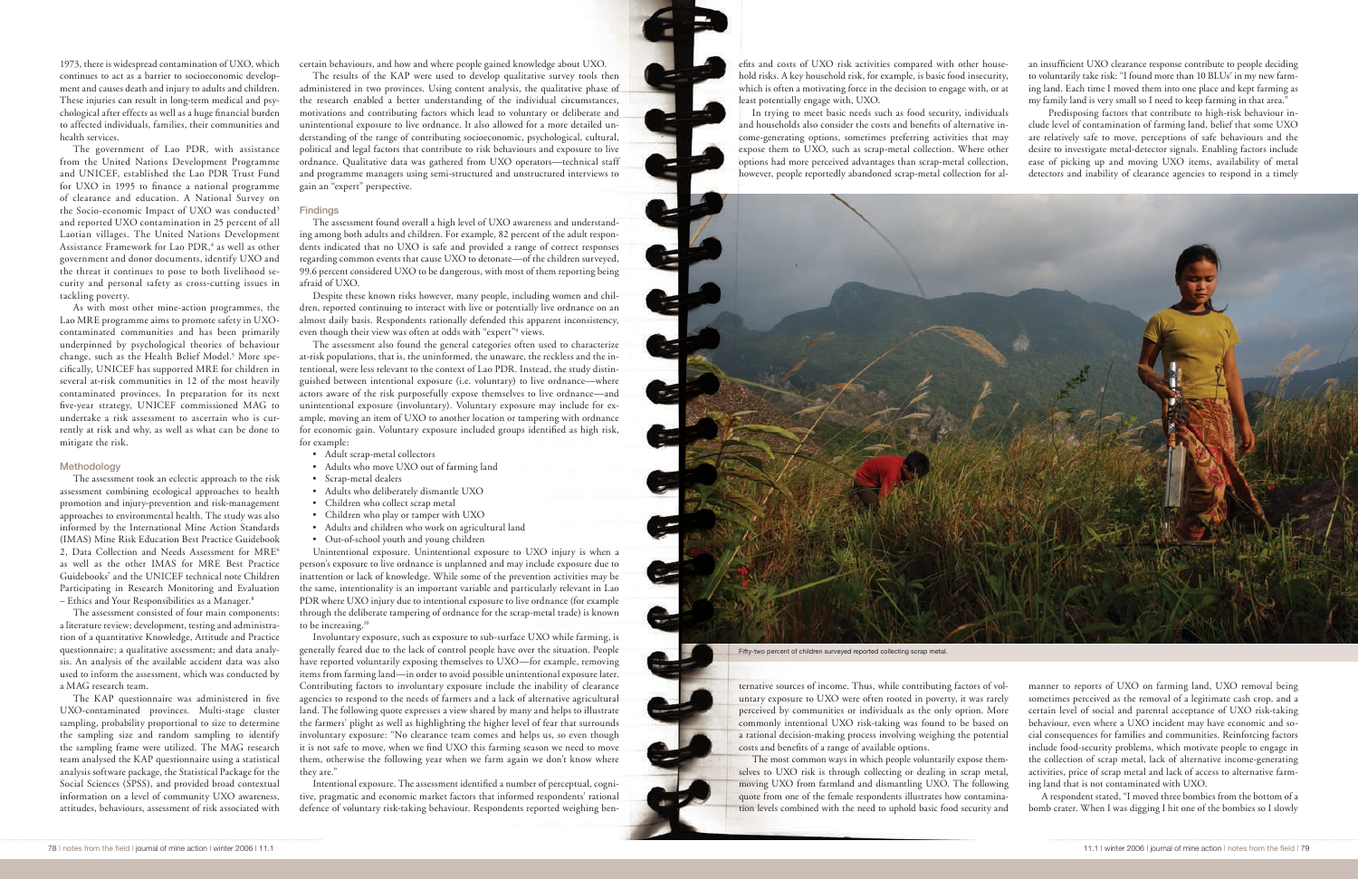1973, there is widespread contamination of UXO, which continues to act as a barrier to socioeconomic development and causes death and injury to adults and children. These injuries can result in long-term medical and psychological after effects as well as a huge financial burden to affected individuals, families, their communities and health services.

The government of Lao PDR, with assistance from the United Nations Development Programme and UNICEF, established the Lao PDR Trust Fund for UXO in 1995 to finance a national programme of clearance and education. A National Survey on the Socio-economic Impact of UXO was conducted[3] and reported UXO contamination in 25 percent of all Laotian villages. The United Nations Development Assistance Framework for Lao PDR,[4] as well as other government and donor documents, identify UXO and the threat it continues to pose to both livelihood security and personal safety as cross-cutting issues in tackling poverty.

As with most other mine-action programmes, the Lao MRE programme aims to promote safety in UXO-contaminated communities and has been primarily underpinned by psychological theories of behaviour change, such as the Health Belief Model.[5] More specifically, UNICEF has supported MRE for children in several at-risk communities in 12 of the most heavily contaminated provinces. In preparation for its next five-year strategy, UNICEF commissioned MAG to undertake a risk assessment to ascertain who is currently at risk and why, as well as what can be done to mitigate the risk.

## Methodology

The assessment took an eclectic approach to the risk assessment combining ecological approaches to health promotion and injury-prevention and risk-management approaches to environmental health. The study was also informed by the International Mine Action Standards (IMAS) Mine Risk Education Best Practice Guidebook 2, Data Collection and Needs Assessment for MRE[6] as well as the other IMAS for MRE Best Practice Guidebooks[7] and the UNICEF technical note Children Participating in Research Monitoring and Evaluation – Ethics and Your Responsibilities as a Manager.[8]

The assessment consisted of four main components: a literature review; development, testing and administration of a quantitative Knowledge, Attitude and Practice questionnaire; a qualitative assessment; and data analysis. An analysis of the available accident data was also used to inform the assessment, which was conducted by a MAG research team.

The KAP questionnaire was administered in five UXO-contaminated provinces. Multi-stage cluster sampling, probability proportional to size to determine the sampling size and random sampling to identify the sampling frame were utilized. The MAG research team analysed the KAP questionnaire using a statistical analysis software package, the Statistical Package for the Social Sciences (SPSS), and provided broad contextual information on a level of community UXO awareness, attitudes, behaviours, assessment of risk associated with certain behaviours, and how and where people gained knowledge about UXO.

The results of the KAP were used to develop qualitative survey tools then administered in two provinces. Using content analysis, the qualitative phase of the research enabled a better understanding of the individual circumstances, motivations and contributing factors which lead to voluntary or deliberate and unintentional exposure to live ordnance. It also allowed for a more detailed understanding of the range of contributing socioeconomic, psychological, cultural, political and legal factors that contribute to risk behaviours and exposure to live ordnance. Qualitative data was gathered from UXO operators—technical staff and programme managers using semi-structured and unstructured interviews to gain an "expert" perspective.

## Findings

The assessment found overall a high level of UXO awareness and understanding among both adults and children. For example, 82 percent of the adult respondents indicated that no UXO is safe and provided a range of correct responses regarding common events that cause UXO to detonate—of the children surveyed, 99.6 percent considered UXO to be dangerous, with most of them reporting being afraid of UXO.

Despite these known risks however, many people, including women and children, reported continuing to interact with live or potentially live ordnance on an almost daily basis. Respondents rationally defended this apparent inconsistency, even though their view was often at odds with "expert"[9] views.

The assessment also found the general categories often used to characterize at-risk populations, that is, the uninformed, the unaware, the reckless and the intentional, were less relevant to the context of Lao PDR. Instead, the study distinguished between intentional exposure (i.e. voluntary) to live ordnance—where actors aware of the risk purposefully expose themselves to live ordnance—and unintentional exposure (involuntary). Voluntary exposure may include for example, moving an item of UXO to another location or tampering with ordnance for economic gain. Voluntary exposure included groups identified as high risk, for example:

- Adult scrap-metal collectors
- Scrap-metal dealers
- Adults who deliberately dismantle UXO
- Children who collect scrap metal
- Children who play or tamper with UXO
- Adults and children who work on agricultural land
- Out-of-school youth and young children

Unintentional exposure. Unintentional exposure to UXO injury is when a person's exposure to live ordnance is unplanned and may include exposure due to inattention or lack of knowledge. While some of the prevention activities may be the same, intentionality is an important variable and particularly relevant in Lao PDR where UXO injury due to intentional exposure to live ordnance (for example through the deliberate tampering of ordnance for the scrap-metal trade) is known to be increasing.[10]

Involuntary exposure, such as exposure to sub-surface UXO while farming, is generally feared due to the lack of control people have over the situation. People have reported voluntarily exposing themselves to UXO—for example, removing items from farming land—in order to avoid possible unintentional exposure later. Contributing factors to involuntary exposure include the inability of clearance agencies to respond to the needs of farmers and a lack of alternative agricultural land. The following quote expresses a view shared by many and helps to illustrate the farmers' plight as well as highlighting the higher level of fear that surrounds involuntary exposure: "No clearance team comes and helps us, so even though it is not safe to move, when we find UXO this farming season we need to move them, otherwise the following year when we farm again we don't know where they are."

Intentional exposure. The assessment identified a number of perceptual, cognitive, pragmatic and economic market factors that informed respondents' rational defence of voluntary risk-taking behaviour. Respondents reported weighing benefits and costs of UXO risk activities compared with other household risks. A key household risk, for example, is basic food insecurity, which is often a motivating force in the decision to engage with, or at least potentially engage with, UXO.

In trying to meet basic needs such as food security, individuals and households also consider the costs and benefits of alternative income-generating options, sometimes preferring activities that may expose them to UXO, such as scrap-metal collection. Where other options had more perceived advantages than scrap-metal collection, however, people reportedly abandoned scrap-metal collection for alternative sources of income. Thus, while contributing factors of voluntary exposure to UXO were often rooted in poverty, it was rarely perceived by communities or individuals as the only option. More commonly intentional UXO risk-taking was found to be based on a rational decision-making process involving weighing the potential costs and benefits of a range of available options.

The most common ways in which people voluntarily expose themselves to UXO risk is through collecting or dealing in scrap metal, moving UXO from farmland and dismantling UXO. The following quote from one of the female respondents illustrates how contamination levels combined with the need to uphold basic food security and an insufficient UXO clearance response contribute to people deciding to voluntarily take risk: "I found more than 10 BLUs[c] in my new farming land. Each time I moved them into one place and kept farming as my family land is very small so I need to keep farming in that area."

Predisposing factors that contribute to high-risk behaviour include level of contamination of farming land, belief that some UXO are relatively safe to move, perceptions of safe behaviours and the desire to investigate metal-detector signals. Enabling factors include ease of picking up and moving UXO items, availability of metal detectors and inability of clearance agencies to respond in a timely manner to reports of UXO on farming land, UXO removal being sometimes perceived as the removal of a legitimate cash crop, and a certain level of social and parental acceptance of UXO risk-taking behaviour, even where a UXO incident may have economic and social consequences for families and communities. Reinforcing factors include food-security problems, which motivate people to engage in the collection of scrap metal, lack of alternative income-generating activities, price of scrap metal and lack of access to alternative farming land that is not contaminated with UXO.

A respondent stated, "I moved three bombies from the bottom of a bomb crater. When I was digging I hit one of the bombies so I slowly

Fifty-two percent of children surveyed reported collecting scrap metal.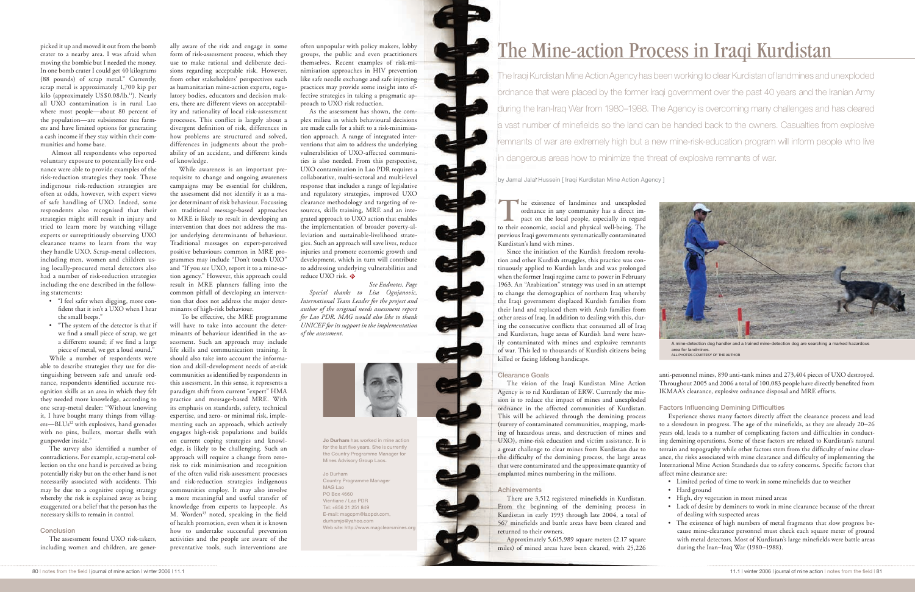picked it up and moved it out from the bomb crater to a nearby area. I was afraid when moving the bombie but I needed the money. In one bomb crater I could get 40 kilograms (88 pounds) of scrap metal." Currently, scrap metal is approximately 1,700 kip per kilo (approximately US$0.08/lb.[11]). Nearly all UXO contamination is in rural Lao where most people—about 80 percent of the population—are subsistence rice farmers and have limited options for generating a cash income if they stay within their communities and home base.

Almost all respondents who reported voluntary exposure to potentially live ordnance were able to provide examples of the risk-reduction strategies they took. These indigenous risk-reduction strategies are often at odds, however, with expert views of safe handling of UXO. Indeed, some respondents also recognised that their strategies might still result in injury and tried to learn more by watching village experts or surreptitiously observing UXO clearance teams to learn from the way they handle UXO. Scrap-metal collectors, including men, women and children using locally-procured metal detectors also had a number of risk-reduction strategies including the one described in the following statements:

- "I feel safer when digging, more confident that it isn't a UXO when I hear the small beeps."
- "The system of the detector is that if we find a small piece of scrap, we get a different sound; if we find a large piece of metal, we get a loud sound."

While a number of respondents were able to describe strategies they use for distinguishing between safe and unsafe ordnance, respondents identified accurate recognition skills as an area in which they felt they needed more knowledge, according to one scrap-metal dealer: "Without knowing it, I have bought many things from villagers—BLUs[12] with explosives, hand grenades with no pins, bullets, mortar shells with gunpowder inside."

The survey also identified a number of contradictions. For example, scrap-metal collection on the one hand is perceived as being potentially risky but on the other hand is not necessarily associated with accidents. This may be due to a cognitive coping strategy whereby the risk is explained away as being exaggerated or a belief that the person has the necessary skills to remain in control.

### Conclusion

The assessment found UXO risk-takers, including women and children, are generally aware of the risk and engage in some form of risk-assessment process, which they use to make rational and deliberate decisions regarding acceptable risk. However, from other stakeholders' perspectives such as humanitarian mine-action experts, regulatory bodies, educators and decision makers, there are different views on acceptability and rationality of local risk-assessment processes. This conflict is largely about a divergent definition of risk, differences in how problems are structured and solved, differences in judgments about the probability of an accident, and different kinds of knowledge.

While awareness is an important prerequisite to change and ongoing awareness campaigns may be essential for children, the assessment did not identify it as a major determinant of risk behaviour. Focussing on traditional message-based approaches to MRE is likely to result in developing an intervention that does not address the major underlying determinants of behaviour. Traditional messages on expert-perceived positive behaviours common in MRE programmes may include "Don't touch UXO" and "If you see UXO, report it to a mine-action agency." However, this approach could result in MRE planners falling into the common pitfall of developing an intervention that does not address the major determinants of high-risk behaviour.

To be effective, the MRE programme will have to take into account the determinants of behaviour identified in the assessment. Such an approach may include life skills and communication training. It should also take into account the information and skill-development needs of at-risk communities as identified by respondents in this assessment. In this sense, it represents a paradigm shift from current "expert" HMA practice and message-based MRE. With its emphasis on standards, safety, technical expertise, and zero- or minimal risk, implementing such an approach, which actively engages high-risk populations and builds on current coping strategies and knowledge, is likely to be challenging. Such an approach will require a change from zero-risk to risk minimisation and recognition of the often valid risk-assessment processes and risk-reduction strategies indigenous communities employ. It may also involve a more meaningful and useful transfer of knowledge from experts to laypeople. As M. Worden[13] noted, speaking in the field of health promotion, even when it is known how to undertake successful prevention activities and the people are aware of the preventative tools, such interventions are often unpopular with policy makers, lobby groups, the public and even practitioners themselves. Recent examples of risk-minimisation approaches in HIV prevention like safe needle exchange and safe injecting practices may provide some insight into effective strategies in taking a pragmatic approach to UXO risk reduction.

As the assessment has shown, the complex milieu in which behavioural decisions are made calls for a shift to a risk-minimisation approach. A range of integrated interventions that aim to address the underlying vulnerabilities of UXO-affected communities is also needed. From this perspective, UXO contamination in Lao PDR requires a collaborative, multi-sectoral and multi-level response that includes a range of legislative and regulatory strategies, improved UXO clearance methodology and targeting of resources, skills training, MRE and an integrated approach to UXO action that enables the implementation of broader poverty-alleviation and sustainable-livelihood strategies. Such an approach will save lives, reduce injuries and promote economic growth and development, which in turn will contribute to addressing underlying vulnerabilities and reduce UXO risk.

*See Endnotes, Page*

*Special thanks to Lisa Ognjanovic, International Team Leader for the project and author of the original needs assessment report for Lao PDR. MAG would also like to thank UNICEF for its support in the implementation of the assessment.*

**Jo Durham** has worked in mine action for the last five years. She is currently the Country Programme Manager for Mines Advisory Group Laos.

Jo Durham
Country Programme Manager
MAG Lao
PO Box 4660
Vientiane / Lao PDR
Tel: +856 21 251 849
E-mail: magcpm@laopdr.com, durhamjo@yahoo.com
Web site: http://www.magclearsmines.org

# The Mine-action Process in Iraqi Kurdistan

The Iraqi Kurdistan Mine Action Agency has been working to clear Kurdistan of landmines and unexploded ordnance that were placed by the former Iraqi government over the past 40 years and the Iranian Army during the Iran-Iraq War from 1980–1988. The Agency is overcoming many challenges and has cleared a vast number of minefields so the land can be handed back to the owners. Casualties from explosive remnants of war are extremely high but a new mine-risk-education program will inform people who live in dangerous areas how to minimize the threat of explosive remnants of war.

by Jamal Jalal Hussein [ Iraqi Kurdistan Mine Action Agency ]

The existence of landmines and unexploded ordnance in any community has a direct impact on the local people, especially in regard to their economic, social and physical well-being. The previous Iraqi governments systematically contaminated Kurdistan's land with mines.

Since the initiation of the Kurdish freedom revolution and other Kurdish struggles, this practice was continuously applied to Kurdish lands and was prolonged when the former Iraqi regime came to power in February 1963. An "Arabization" strategy was used in an attempt to change the demographics of northern Iraq whereby the Iraqi government displaced Kurdish families from their land and replaced them with Arab families from other areas of Iraq. In addition to dealing with this, during the consecutive conflicts that consumed all of Iraq and Kurdistan, huge areas of Kurdish land were heavily contaminated with mines and explosive remnants of war. This led to thousands of Kurdish citizens being killed or facing lifelong handicaps.

### Clearance Goals

The vision of the Iraqi Kurdistan Mine Action Agency is to rid Kurdistan of ERW. Currently the mission is to reduce the impact of mines and unexploded ordnance in the affected communities of Kurdistan. This will be achieved through the demining process (survey of contaminated communities, mapping, marking of hazardous areas, and destruction of mines and UXO), mine-risk education and victim assistance. It is a great challenge to clear mines from Kurdistan due to the difficulty of the demining process, the large areas that were contaminated and the approximate quantity of emplanted mines numbering in the millions.

### Achievements

There are 3,512 registered minefields in Kurdistan. From the beginning of the demining process in Kurdistan in early 1993 through late 2004, a total of 567 minefields and battle areas have been cleared and returned to their owners.

Approximately 5,615,989 square meters (2.17 square miles) of mined areas have been cleared, with 25,226 anti-personnel mines, 890 anti-tank mines and 273,404 pieces of UXO destroyed. Throughout 2005 and 2006 a total of 100,083 people have directly benefited from IKMAA's clearance, explosive ordnance disposal and MRE efforts.

A mine-detection dog handler and a trained mine-detection dog are searching a marked hazardous area for landmines.
ALL PHOTOS COURTESY OF THE AUTHOR

### Factors Influencing Demining Difficulties

Experience shows many factors directly affect the clearance process and lead to a slowdown in progress. The age of the minefields, as they are already 20–26 years old, leads to a number of complicating factors and difficulties in conducting demining operations. Some of these factors are related to Kurdistan's natural terrain and topography while other factors stem from the difficulty of mine clearance, the risks associated with mine clearance and difficulty of implementing the International Mine Action Standards due to safety concerns. Specific factors that affect mine clearance are:

- Limited period of time to work in some minefields due to weather
- Hard ground
- High, dry vegetation in most mined areas
- Lack of desire by deminers to work in mine clearance because of the threat of dealing with suspected areas
- The existence of high numbers of metal fragments that slow progress because mine-clearance personnel must check each square meter of ground with metal detectors. Most of Kurdistan's large minefields were battle areas during the Iran–Iraq War (1980–1988).